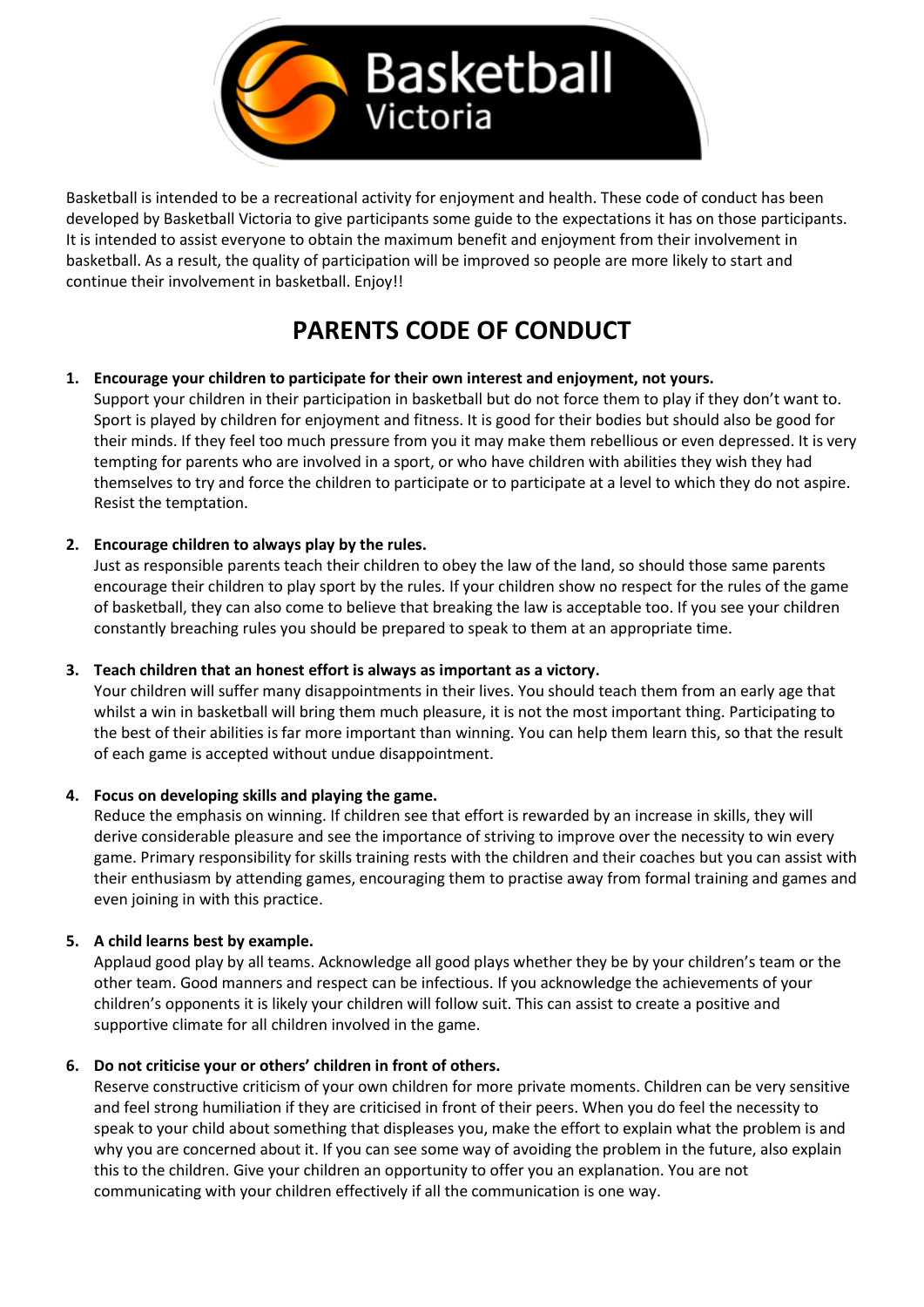Basketball Victoria

Basketball is intended to be a recreational activity for enjoyment and health. These code of conduct has been developed by Basketball Victoria to give participants some guide to the expectations it has on those participants. It is intended to assist everyone to obtain the maximum benefit and enjoyment from their involvement in basketball. As a result, the quality of participation will be improved so people are more likely to start and continue their involvement in basketball. Enjoy!!

# PARENTS CODE OF CONDUCT

1. **Encourage your children to participate for their own interest and enjoyment, not yours.**
   Support your children in their participation in basketball but do not force them to play if they don't want to. Sport is played by children for enjoyment and fitness. It is good for their bodies but should also be good for their minds. If they feel too much pressure from you it may make them rebellious or even depressed. It is very tempting for parents who are involved in a sport, or who have children with abilities they wish they had themselves to try and force the children to participate or to participate at a level to which they do not aspire. Resist the temptation.

2. **Encourage children to always play by the rules.**
   Just as responsible parents teach their children to obey the law of the land, so should those same parents encourage their children to play sport by the rules. If your children show no respect for the rules of the game of basketball, they can also come to believe that breaking the law is acceptable too. If you see your children constantly breaching rules you should be prepared to speak to them at an appropriate time.

3. **Teach children that an honest effort is always as important as a victory.**
   Your children will suffer many disappointments in their lives. You should teach them from an early age that whilst a win in basketball will bring them much pleasure, it is not the most important thing. Participating to the best of their abilities is far more important than winning. You can help them learn this, so that the result of each game is accepted without undue disappointment.

4. **Focus on developing skills and playing the game.**
   Reduce the emphasis on winning. If children see that effort is rewarded by an increase in skills, they will derive considerable pleasure and see the importance of striving to improve over the necessity to win every game. Primary responsibility for skills training rests with the children and their coaches but you can assist with their enthusiasm by attending games, encouraging them to practise away from formal training and games and even joining in with this practice.

5. **A child learns best by example.**
   Applaud good play by all teams. Acknowledge all good plays whether they be by your children's team or the other team. Good manners and respect can be infectious. If you acknowledge the achievements of your children's opponents it is likely your children will follow suit. This can assist to create a positive and supportive climate for all children involved in the game.

6. **Do not criticise your or others' children in front of others.**
   Reserve constructive criticism of your own children for more private moments. Children can be very sensitive and feel strong humiliation if they are criticised in front of their peers. When you do feel the necessity to speak to your child about something that displeases you, make the effort to explain what the problem is and why you are concerned about it. If you can see some way of avoiding the problem in the future, also explain this to the children. Give your children an opportunity to offer you an explanation. You are not communicating with your children effectively if all the communication is one way.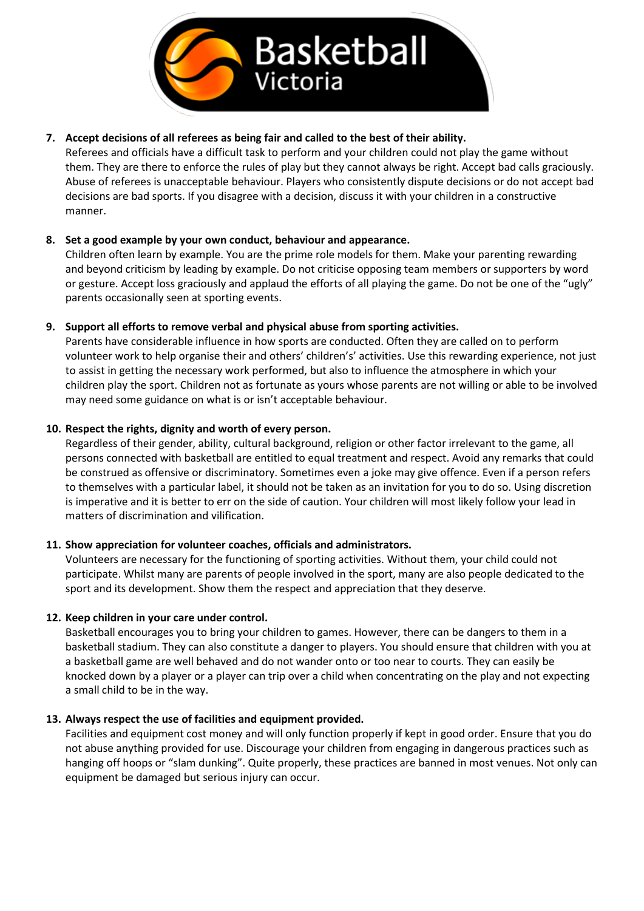7. **Accept decisions of all referees as being fair and called to the best of their ability.**
   Referees and officials have a difficult task to perform and your children could not play the game without them. They are there to enforce the rules of play but they cannot always be right. Accept bad calls graciously. Abuse of referees is unacceptable behaviour. Players who consistently dispute decisions or do not accept bad decisions are bad sports. If you disagree with a decision, discuss it with your children in a constructive manner.

8. **Set a good example by your own conduct, behaviour and appearance.**
   Children often learn by example. You are the prime role models for them. Make your parenting rewarding and beyond criticism by leading by example. Do not criticise opposing team members or supporters by word or gesture. Accept loss graciously and applaud the efforts of all playing the game. Do not be one of the "ugly" parents occasionally seen at sporting events.

9. **Support all efforts to remove verbal and physical abuse from sporting activities.**
   Parents have considerable influence in how sports are conducted. Often they are called on to perform volunteer work to help organise their and others' children's' activities. Use this rewarding experience, not just to assist in getting the necessary work performed, but also to influence the atmosphere in which your children play the sport. Children not as fortunate as yours whose parents are not willing or able to be involved may need some guidance on what is or isn't acceptable behaviour.

10. **Respect the rights, dignity and worth of every person.**
    Regardless of their gender, ability, cultural background, religion or other factor irrelevant to the game, all persons connected with basketball are entitled to equal treatment and respect. Avoid any remarks that could be construed as offensive or discriminatory. Sometimes even a joke may give offence. Even if a person refers to themselves with a particular label, it should not be taken as an invitation for you to do so. Using discretion is imperative and it is better to err on the side of caution. Your children will most likely follow your lead in matters of discrimination and vilification.

11. **Show appreciation for volunteer coaches, officials and administrators.**
    Volunteers are necessary for the functioning of sporting activities. Without them, your child could not participate. Whilst many are parents of people involved in the sport, many are also people dedicated to the sport and its development. Show them the respect and appreciation that they deserve.

12. **Keep children in your care under control.**
    Basketball encourages you to bring your children to games. However, there can be dangers to them in a basketball stadium. They can also constitute a danger to players. You should ensure that children with you at a basketball game are well behaved and do not wander onto or too near to courts. They can easily be knocked down by a player or a player can trip over a child when concentrating on the play and not expecting a small child to be in the way.

13. **Always respect the use of facilities and equipment provided.**
    Facilities and equipment cost money and will only function properly if kept in good order. Ensure that you do not abuse anything provided for use. Discourage your children from engaging in dangerous practices such as hanging off hoops or "slam dunking". Quite properly, these practices are banned in most venues. Not only can equipment be damaged but serious injury can occur.